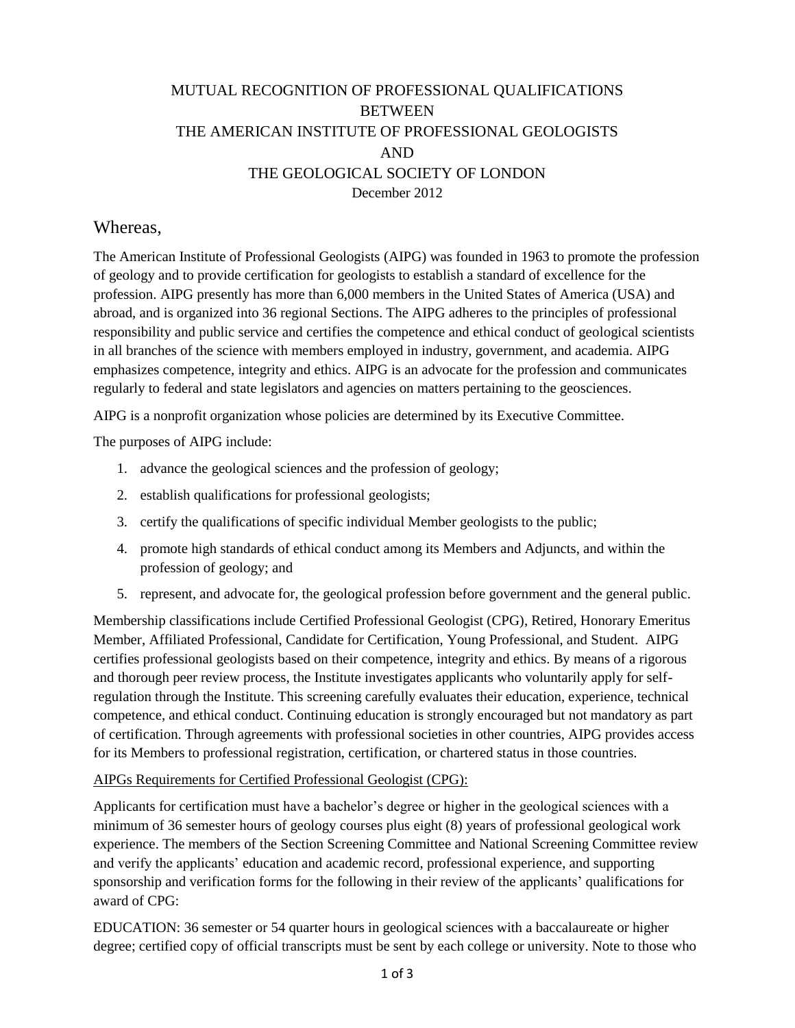# MUTUAL RECOGNITION OF PROFESSIONAL QUALIFICATIONS BETWEEN THE AMERICAN INSTITUTE OF PROFESSIONAL GEOLOGISTS AND THE GEOLOGICAL SOCIETY OF LONDON

December 2012

## Whereas,

The American Institute of Professional Geologists (AIPG) was founded in 1963 to promote the profession of geology and to provide certification for geologists to establish a standard of excellence for the profession. AIPG presently has more than 6,000 members in the United States of America (USA) and abroad, and is organized into 36 regional Sections. The AIPG adheres to the principles of professional responsibility and public service and certifies the competence and ethical conduct of geological scientists in all branches of the science with members employed in industry, government, and academia. AIPG emphasizes competence, integrity and ethics. AIPG is an advocate for the profession and communicates regularly to federal and state legislators and agencies on matters pertaining to the geosciences.

AIPG is a nonprofit organization whose policies are determined by its Executive Committee.

The purposes of AIPG include:

1. advance the geological sciences and the profession of geology;
2. establish qualifications for professional geologists;
3. certify the qualifications of specific individual Member geologists to the public;
4. promote high standards of ethical conduct among its Members and Adjuncts, and within the profession of geology; and
5. represent, and advocate for, the geological profession before government and the general public.

Membership classifications include Certified Professional Geologist (CPG), Retired, Honorary Emeritus Member, Affiliated Professional, Candidate for Certification, Young Professional, and Student. AIPG certifies professional geologists based on their competence, integrity and ethics. By means of a rigorous and thorough peer review process, the Institute investigates applicants who voluntarily apply for self-regulation through the Institute. This screening carefully evaluates their education, experience, technical competence, and ethical conduct. Continuing education is strongly encouraged but not mandatory as part of certification. Through agreements with professional societies in other countries, AIPG provides access for its Members to professional registration, certification, or chartered status in those countries.

<u>AIPGs Requirements for Certified Professional Geologist (CPG):</u>

Applicants for certification must have a bachelor's degree or higher in the geological sciences with a minimum of 36 semester hours of geology courses plus eight (8) years of professional geological work experience. The members of the Section Screening Committee and National Screening Committee review and verify the applicants' education and academic record, professional experience, and supporting sponsorship and verification forms for the following in their review of the applicants' qualifications for award of CPG:

EDUCATION: 36 semester or 54 quarter hours in geological sciences with a baccalaureate or higher degree; certified copy of official transcripts must be sent by each college or university. Note to those who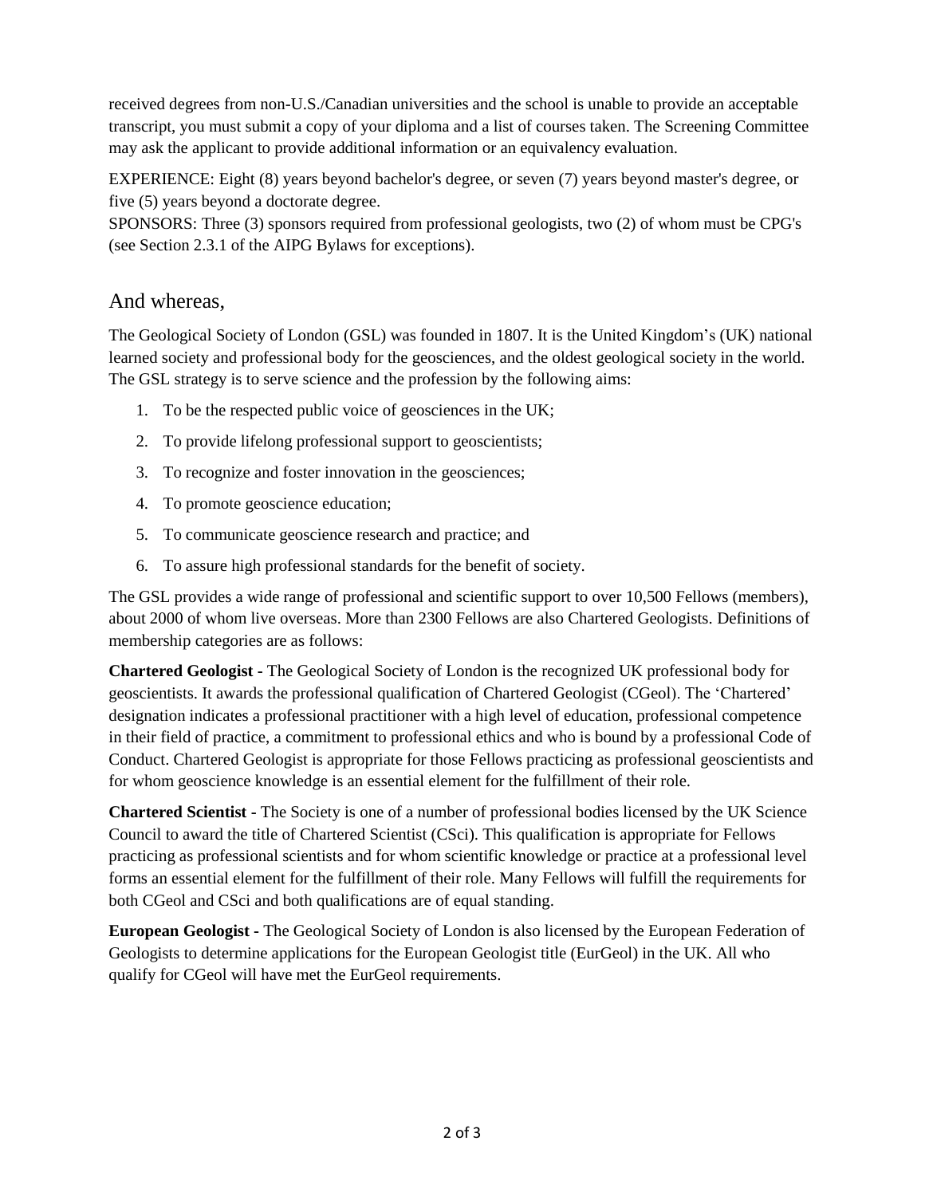received degrees from non-U.S./Canadian universities and the school is unable to provide an acceptable transcript, you must submit a copy of your diploma and a list of courses taken. The Screening Committee may ask the applicant to provide additional information or an equivalency evaluation.

EXPERIENCE: Eight (8) years beyond bachelor's degree, or seven (7) years beyond master's degree, or five (5) years beyond a doctorate degree.
SPONSORS: Three (3) sponsors required from professional geologists, two (2) of whom must be CPG's (see Section 2.3.1 of the AIPG Bylaws for exceptions).

## And whereas,

The Geological Society of London (GSL) was founded in 1807. It is the United Kingdom's (UK) national learned society and professional body for the geosciences, and the oldest geological society in the world. The GSL strategy is to serve science and the profession by the following aims:

1. To be the respected public voice of geosciences in the UK;
2. To provide lifelong professional support to geoscientists;
3. To recognize and foster innovation in the geosciences;
4. To promote geoscience education;
5. To communicate geoscience research and practice; and
6. To assure high professional standards for the benefit of society.

The GSL provides a wide range of professional and scientific support to over 10,500 Fellows (members), about 2000 of whom live overseas. More than 2300 Fellows are also Chartered Geologists. Definitions of membership categories are as follows:

**Chartered Geologist -** The Geological Society of London is the recognized UK professional body for geoscientists. It awards the professional qualification of Chartered Geologist (CGeol). The 'Chartered' designation indicates a professional practitioner with a high level of education, professional competence in their field of practice, a commitment to professional ethics and who is bound by a professional Code of Conduct. Chartered Geologist is appropriate for those Fellows practicing as professional geoscientists and for whom geoscience knowledge is an essential element for the fulfillment of their role.

**Chartered Scientist -** The Society is one of a number of professional bodies licensed by the UK Science Council to award the title of Chartered Scientist (CSci). This qualification is appropriate for Fellows practicing as professional scientists and for whom scientific knowledge or practice at a professional level forms an essential element for the fulfillment of their role. Many Fellows will fulfill the requirements for both CGeol and CSci and both qualifications are of equal standing.

**European Geologist -** The Geological Society of London is also licensed by the European Federation of Geologists to determine applications for the European Geologist title (EurGeol) in the UK. All who qualify for CGeol will have met the EurGeol requirements.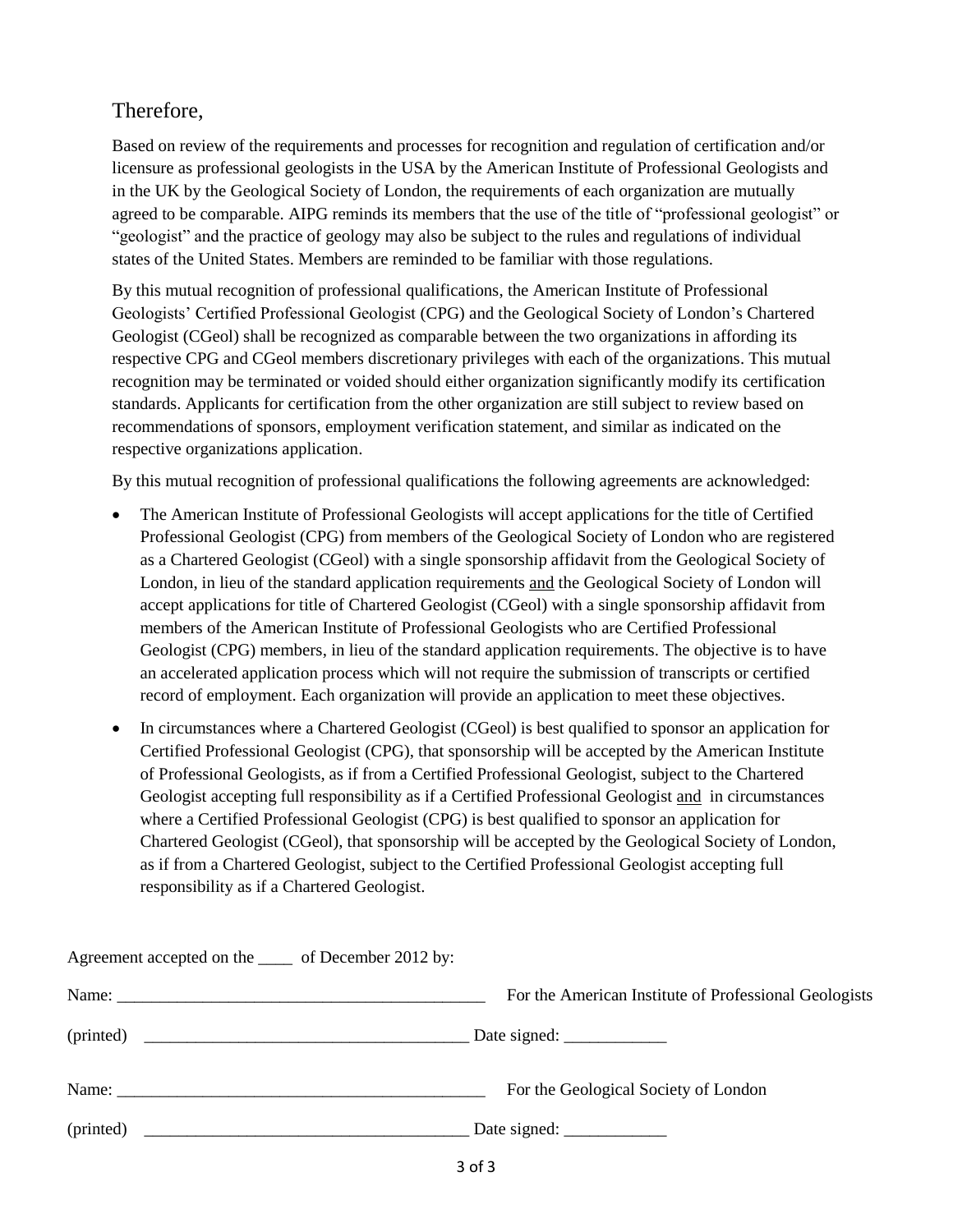## Therefore,

Based on review of the requirements and processes for recognition and regulation of certification and/or licensure as professional geologists in the USA by the American Institute of Professional Geologists and in the UK by the Geological Society of London, the requirements of each organization are mutually agreed to be comparable. AIPG reminds its members that the use of the title of "professional geologist" or "geologist" and the practice of geology may also be subject to the rules and regulations of individual states of the United States. Members are reminded to be familiar with those regulations.

By this mutual recognition of professional qualifications, the American Institute of Professional Geologists' Certified Professional Geologist (CPG) and the Geological Society of London's Chartered Geologist (CGeol) shall be recognized as comparable between the two organizations in affording its respective CPG and CGeol members discretionary privileges with each of the organizations. This mutual recognition may be terminated or voided should either organization significantly modify its certification standards. Applicants for certification from the other organization are still subject to review based on recommendations of sponsors, employment verification statement, and similar as indicated on the respective organizations application.

By this mutual recognition of professional qualifications the following agreements are acknowledged:

- The American Institute of Professional Geologists will accept applications for the title of Certified Professional Geologist (CPG) from members of the Geological Society of London who are registered as a Chartered Geologist (CGeol) with a single sponsorship affidavit from the Geological Society of London, in lieu of the standard application requirements <u>and</u> the Geological Society of London will accept applications for title of Chartered Geologist (CGeol) with a single sponsorship affidavit from members of the American Institute of Professional Geologists who are Certified Professional Geologist (CPG) members, in lieu of the standard application requirements. The objective is to have an accelerated application process which will not require the submission of transcripts or certified record of employment. Each organization will provide an application to meet these objectives.
- In circumstances where a Chartered Geologist (CGeol) is best qualified to sponsor an application for Certified Professional Geologist (CPG), that sponsorship will be accepted by the American Institute of Professional Geologists, as if from a Certified Professional Geologist, subject to the Chartered Geologist accepting full responsibility as if a Certified Professional Geologist <u>and</u> in circumstances where a Certified Professional Geologist (CPG) is best qualified to sponsor an application for Chartered Geologist (CGeol), that sponsorship will be accepted by the Geological Society of London, as if from a Chartered Geologist, subject to the Certified Professional Geologist accepting full responsibility as if a Chartered Geologist.

Agreement accepted on the ____ of December 2012 by:

Name: _____________________________________________ For the American Institute of Professional Geologists

(printed) ______________________________________ Date signed: ____________

Name: _____________________________________________ For the Geological Society of London

(printed) ______________________________________ Date signed: ____________